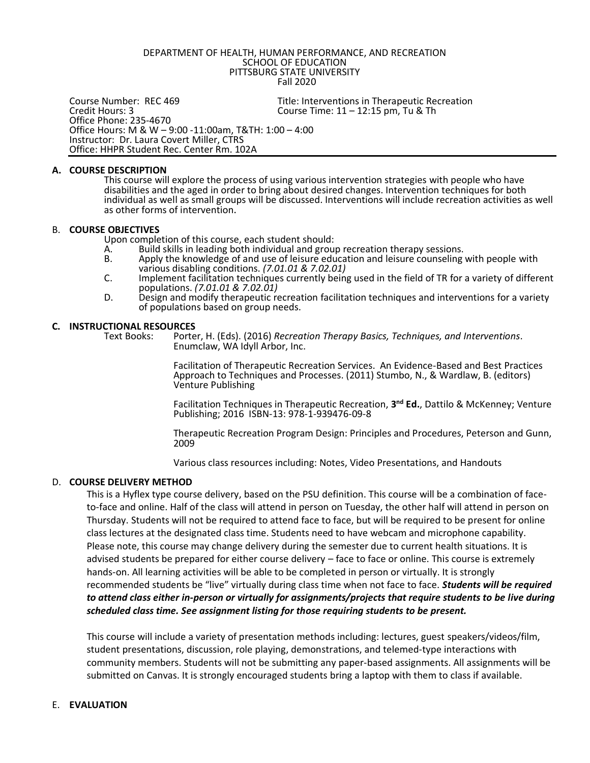DEPARTMENT OF HEALTH, HUMAN PERFORMANCE, AND RECREATION
SCHOOL OF EDUCATION
PITTSBURG STATE UNIVERSITY
Fall 2020

Course Number: REC 469 Title: Interventions in Therapeutic Recreation
Credit Hours: 3 Course Time: 11 – 12:15 pm, Tu & Th
Office Phone: 235-4670
Office Hours: M & W – 9:00 -11:00am, T&TH: 1:00 – 4:00
Instructor: Dr. Laura Covert Miller, CTRS
Office: HHPR Student Rec. Center Rm. 102A

## A. COURSE DESCRIPTION

This course will explore the process of using various intervention strategies with people who have disabilities and the aged in order to bring about desired changes. Intervention techniques for both individual as well as small groups will be discussed. Interventions will include recreation activities as well as other forms of intervention.

## B. COURSE OBJECTIVES

Upon completion of this course, each student should:

A. Build skills in leading both individual and group recreation therapy sessions.
B. Apply the knowledge of and use of leisure education and leisure counseling with people with various disabling conditions. *(7.01.01 & 7.02.01)*
C. Implement facilitation techniques currently being used in the field of TR for a variety of different populations. *(7.01.01 & 7.02.01)*
D. Design and modify therapeutic recreation facilitation techniques and interventions for a variety of populations based on group needs.

## C. INSTRUCTIONAL RESOURCES

Text Books: Porter, H. (Eds). (2016) *Recreation Therapy Basics, Techniques, and Interventions*. Enumclaw, WA Idyll Arbor, Inc.

Facilitation of Therapeutic Recreation Services. An Evidence-Based and Best Practices Approach to Techniques and Processes. (2011) Stumbo, N., & Wardlaw, B. (editors) Venture Publishing

Facilitation Techniques in Therapeutic Recreation, **3nd Ed.**, Dattilo & McKenney; Venture Publishing; 2016 ISBN-13: 978-1-939476-09-8

Therapeutic Recreation Program Design: Principles and Procedures, Peterson and Gunn, 2009

Various class resources including: Notes, Video Presentations, and Handouts

## D. COURSE DELIVERY METHOD

This is a Hyflex type course delivery, based on the PSU definition. This course will be a combination of face-to-face and online. Half of the class will attend in person on Tuesday, the other half will attend in person on Thursday. Students will not be required to attend face to face, but will be required to be present for online class lectures at the designated class time. Students need to have webcam and microphone capability. Please note, this course may change delivery during the semester due to current health situations. It is advised students be prepared for either course delivery – face to face or online. This course is extremely hands-on. All learning activities will be able to be completed in person or virtually. It is strongly recommended students be "live" virtually during class time when not face to face. ***Students will be required to attend class either in-person or virtually for assignments/projects that require students to be live during scheduled class time. See assignment listing for those requiring students to be present.***

This course will include a variety of presentation methods including: lectures, guest speakers/videos/film, student presentations, discussion, role playing, demonstrations, and telemed-type interactions with community members. Students will not be submitting any paper-based assignments. All assignments will be submitted on Canvas. It is strongly encouraged students bring a laptop with them to class if available.

## E. EVALUATION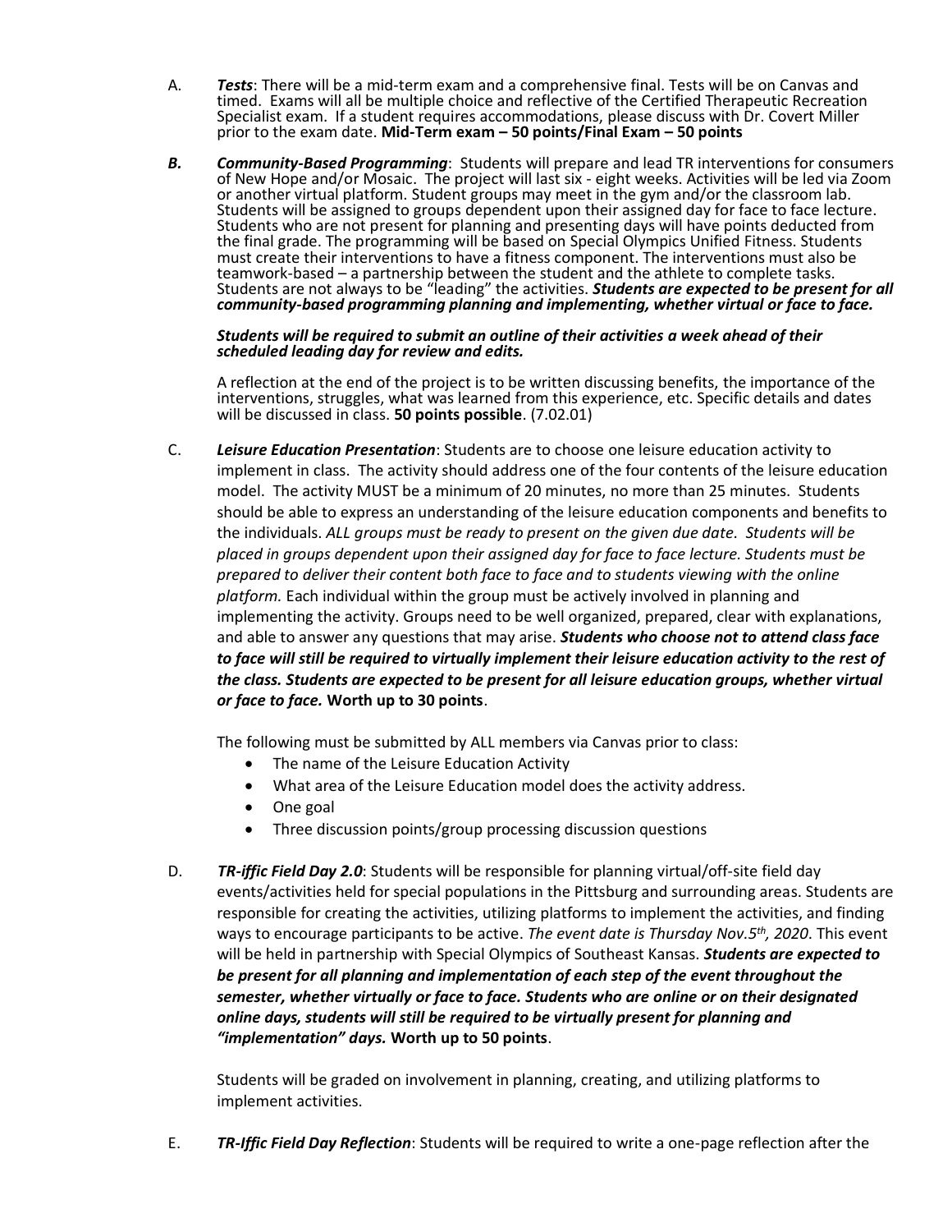A. ***Tests***: There will be a mid-term exam and a comprehensive final. Tests will be on Canvas and timed. Exams will all be multiple choice and reflective of the Certified Therapeutic Recreation Specialist exam. If a student requires accommodations, please discuss with Dr. Covert Miller prior to the exam date. **Mid-Term exam – 50 points/Final Exam – 50 points**

***B.*** ***Community-Based Programming***: Students will prepare and lead TR interventions for consumers of New Hope and/or Mosaic. The project will last six - eight weeks. Activities will be led via Zoom or another virtual platform. Student groups may meet in the gym and/or the classroom lab. Students will be assigned to groups dependent upon their assigned day for face to face lecture. Students who are not present for planning and presenting days will have points deducted from the final grade. The programming will be based on Special Olympics Unified Fitness. Students must create their interventions to have a fitness component. The interventions must also be teamwork-based – a partnership between the student and the athlete to complete tasks. Students are not always to be "leading" the activities. ***Students are expected to be present for all community-based programming planning and implementing, whether virtual or face to face.***

***Students will be required to submit an outline of their activities a week ahead of their scheduled leading day for review and edits.***

A reflection at the end of the project is to be written discussing benefits, the importance of the interventions, struggles, what was learned from this experience, etc. Specific details and dates will be discussed in class. **50 points possible**. (7.02.01)

C. ***Leisure Education Presentation***: Students are to choose one leisure education activity to implement in class. The activity should address one of the four contents of the leisure education model. The activity MUST be a minimum of 20 minutes, no more than 25 minutes. Students should be able to express an understanding of the leisure education components and benefits to the individuals. *ALL groups must be ready to present on the given due date. Students will be placed in groups dependent upon their assigned day for face to face lecture. Students must be prepared to deliver their content both face to face and to students viewing with the online platform.* Each individual within the group must be actively involved in planning and implementing the activity. Groups need to be well organized, prepared, clear with explanations, and able to answer any questions that may arise. ***Students who choose not to attend class face to face will still be required to virtually implement their leisure education activity to the rest of the class. Students are expected to be present for all leisure education groups, whether virtual or face to face.*** **Worth up to 30 points**.

The following must be submitted by ALL members via Canvas prior to class:

- The name of the Leisure Education Activity
- What area of the Leisure Education model does the activity address.
- One goal
- Three discussion points/group processing discussion questions

D. ***TR-iffic Field Day 2.0***: Students will be responsible for planning virtual/off-site field day events/activities held for special populations in the Pittsburg and surrounding areas. Students are responsible for creating the activities, utilizing platforms to implement the activities, and finding ways to encourage participants to be active. *The event date is Thursday Nov.5th, 2020*. This event will be held in partnership with Special Olympics of Southeast Kansas. ***Students are expected to be present for all planning and implementation of each step of the event throughout the semester, whether virtually or face to face. Students who are online or on their designated online days, students will still be required to be virtually present for planning and "implementation" days.*** **Worth up to 50 points**.

Students will be graded on involvement in planning, creating, and utilizing platforms to implement activities.

E. ***TR-Iffic Field Day Reflection***: Students will be required to write a one-page reflection after the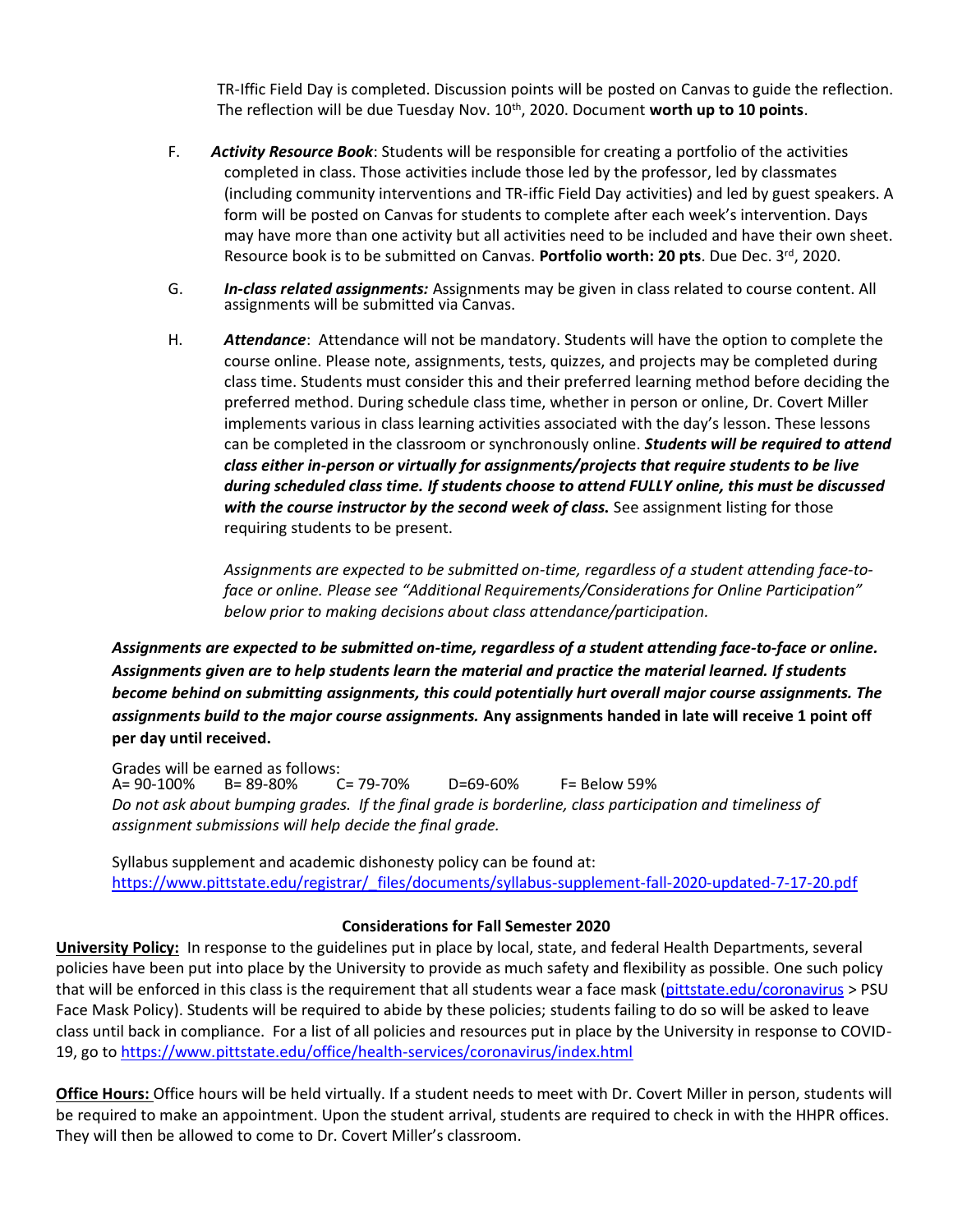TR-Iffic Field Day is completed. Discussion points will be posted on Canvas to guide the reflection. The reflection will be due Tuesday Nov. 10th, 2020. Document **worth up to 10 points**.

F. ***Activity Resource Book***: Students will be responsible for creating a portfolio of the activities completed in class. Those activities include those led by the professor, led by classmates (including community interventions and TR-iffic Field Day activities) and led by guest speakers. A form will be posted on Canvas for students to complete after each week's intervention. Days may have more than one activity but all activities need to be included and have their own sheet. Resource book is to be submitted on Canvas. **Portfolio worth: 20 pts**. Due Dec. 3rd, 2020.

G. ***In-class related assignments:*** Assignments may be given in class related to course content. All assignments will be submitted via Canvas.

H. ***Attendance***: Attendance will not be mandatory. Students will have the option to complete the course online. Please note, assignments, tests, quizzes, and projects may be completed during class time. Students must consider this and their preferred learning method before deciding the preferred method. During schedule class time, whether in person or online, Dr. Covert Miller implements various in class learning activities associated with the day's lesson. These lessons can be completed in the classroom or synchronously online. ***Students will be required to attend class either in-person or virtually for assignments/projects that require students to be live during scheduled class time. If students choose to attend FULLY online, this must be discussed with the course instructor by the second week of class.*** See assignment listing for those requiring students to be present.

*Assignments are expected to be submitted on-time, regardless of a student attending face-to-face or online. Please see "Additional Requirements/Considerations for Online Participation" below prior to making decisions about class attendance/participation.*

***Assignments are expected to be submitted on-time, regardless of a student attending face-to-face or online. Assignments given are to help students learn the material and practice the material learned. If students become behind on submitting assignments, this could potentially hurt overall major course assignments. The assignments build to the major course assignments.*** **Any assignments handed in late will receive 1 point off per day until received.**

Grades will be earned as follows:
A= 90-100% B= 89-80% C= 79-70% D=69-60% F= Below 59%
*Do not ask about bumping grades. If the final grade is borderline, class participation and timeliness of assignment submissions will help decide the final grade.*

Syllabus supplement and academic dishonesty policy can be found at:
https://www.pittstate.edu/registrar/_files/documents/syllabus-supplement-fall-2020-updated-7-17-20.pdf

**Considerations for Fall Semester 2020**

**University Policy:** In response to the guidelines put in place by local, state, and federal Health Departments, several policies have been put into place by the University to provide as much safety and flexibility as possible. One such policy that will be enforced in this class is the requirement that all students wear a face mask (pittstate.edu/coronavirus > PSU Face Mask Policy). Students will be required to abide by these policies; students failing to do so will be asked to leave class until back in compliance. For a list of all policies and resources put in place by the University in response to COVID-19, go to https://www.pittstate.edu/office/health-services/coronavirus/index.html

**Office Hours:** Office hours will be held virtually. If a student needs to meet with Dr. Covert Miller in person, students will be required to make an appointment. Upon the student arrival, students are required to check in with the HHPR offices. They will then be allowed to come to Dr. Covert Miller's classroom.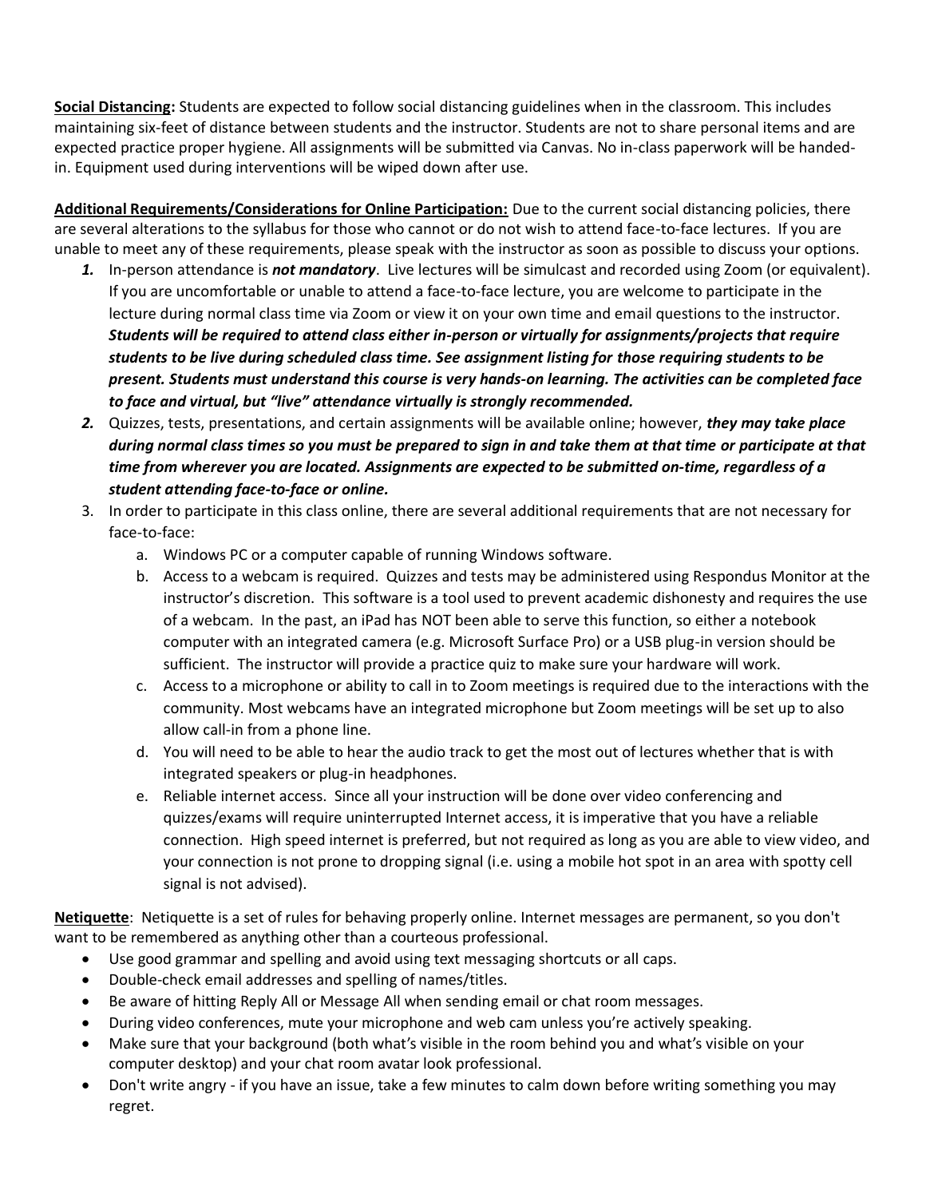**<u>Social Distancing</u>:** Students are expected to follow social distancing guidelines when in the classroom. This includes maintaining six-feet of distance between students and the instructor. Students are not to share personal items and are expected practice proper hygiene. All assignments will be submitted via Canvas. No in-class paperwork will be handed-in. Equipment used during interventions will be wiped down after use.

**<u>Additional Requirements/Considerations for Online Participation:</u>** Due to the current social distancing policies, there are several alterations to the syllabus for those who cannot or do not wish to attend face-to-face lectures. If you are unable to meet any of these requirements, please speak with the instructor as soon as possible to discuss your options.

1. In-person attendance is ***not mandatory***. Live lectures will be simulcast and recorded using Zoom (or equivalent). If you are uncomfortable or unable to attend a face-to-face lecture, you are welcome to participate in the lecture during normal class time via Zoom or view it on your own time and email questions to the instructor. ***Students will be required to attend class either in-person or virtually for assignments/projects that require students to be live during scheduled class time. See assignment listing for those requiring students to be present. Students must understand this course is very hands-on learning. The activities can be completed face to face and virtual, but "live" attendance virtually is strongly recommended.***
2. Quizzes, tests, presentations, and certain assignments will be available online; however, ***they may take place during normal class times so you must be prepared to sign in and take them at that time or participate at that time from wherever you are located. Assignments are expected to be submitted on-time, regardless of a student attending face-to-face or online.***
3. In order to participate in this class online, there are several additional requirements that are not necessary for face-to-face:
   a. Windows PC or a computer capable of running Windows software.
   b. Access to a webcam is required. Quizzes and tests may be administered using Respondus Monitor at the instructor's discretion. This software is a tool used to prevent academic dishonesty and requires the use of a webcam. In the past, an iPad has NOT been able to serve this function, so either a notebook computer with an integrated camera (e.g. Microsoft Surface Pro) or a USB plug-in version should be sufficient. The instructor will provide a practice quiz to make sure your hardware will work.
   c. Access to a microphone or ability to call in to Zoom meetings is required due to the interactions with the community. Most webcams have an integrated microphone but Zoom meetings will be set up to also allow call-in from a phone line.
   d. You will need to be able to hear the audio track to get the most out of lectures whether that is with integrated speakers or plug-in headphones.
   e. Reliable internet access. Since all your instruction will be done over video conferencing and quizzes/exams will require uninterrupted Internet access, it is imperative that you have a reliable connection. High speed internet is preferred, but not required as long as you are able to view video, and your connection is not prone to dropping signal (i.e. using a mobile hot spot in an area with spotty cell signal is not advised).

**<u>Netiquette</u>**: Netiquette is a set of rules for behaving properly online. Internet messages are permanent, so you don't want to be remembered as anything other than a courteous professional.

- Use good grammar and spelling and avoid using text messaging shortcuts or all caps.
- Double-check email addresses and spelling of names/titles.
- Be aware of hitting Reply All or Message All when sending email or chat room messages.
- During video conferences, mute your microphone and web cam unless you're actively speaking.
- Make sure that your background (both what's visible in the room behind you and what's visible on your computer desktop) and your chat room avatar look professional.
- Don't write angry - if you have an issue, take a few minutes to calm down before writing something you may regret.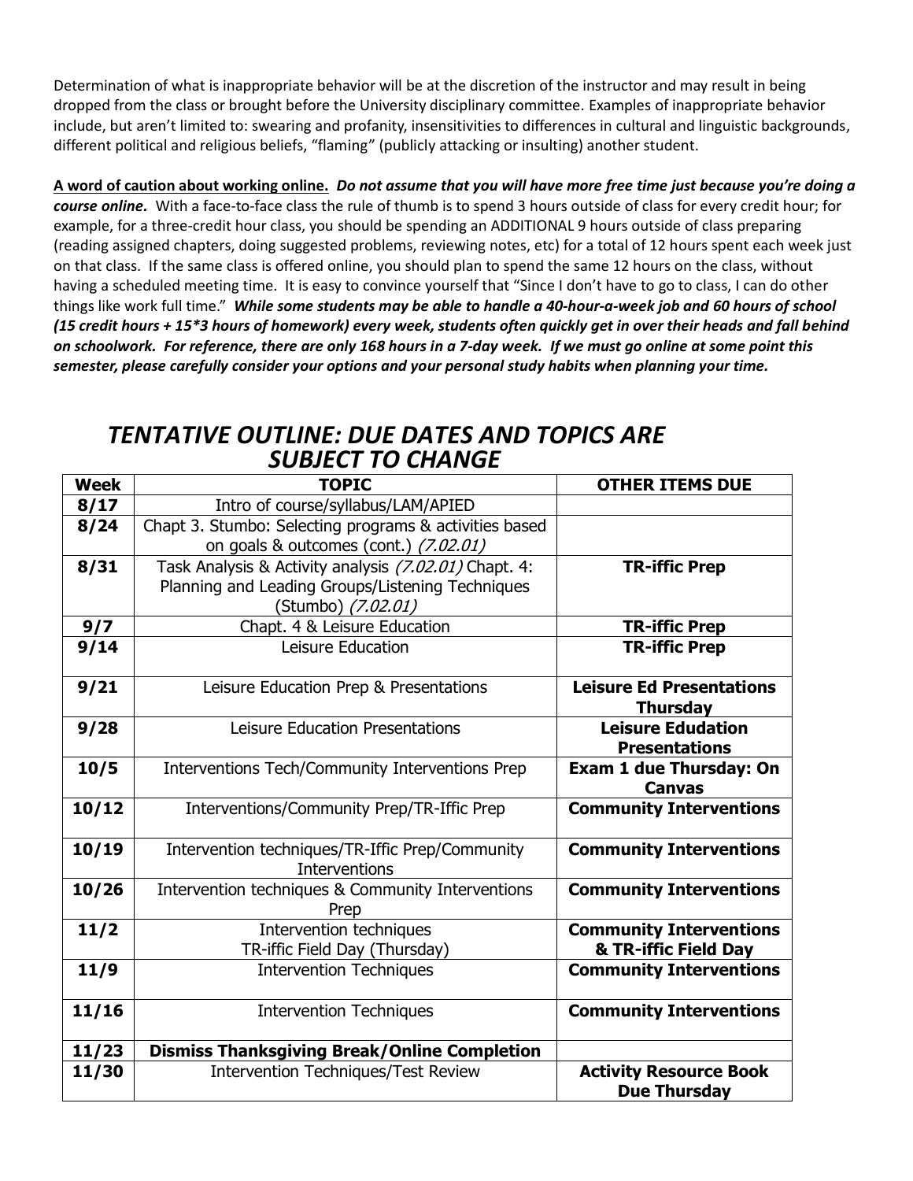Determination of what is inappropriate behavior will be at the discretion of the instructor and may result in being dropped from the class or brought before the University disciplinary committee. Examples of inappropriate behavior include, but aren't limited to: swearing and profanity, insensitivities to differences in cultural and linguistic backgrounds, different political and religious beliefs, "flaming" (publicly attacking or insulting) another student.

**<u>A word of caution about working online.</u>** ***Do not assume that you will have more free time just because you're doing a course online.*** With a face-to-face class the rule of thumb is to spend 3 hours outside of class for every credit hour; for example, for a three-credit hour class, you should be spending an ADDITIONAL 9 hours outside of class preparing (reading assigned chapters, doing suggested problems, reviewing notes, etc) for a total of 12 hours spent each week just on that class. If the same class is offered online, you should plan to spend the same 12 hours on the class, without having a scheduled meeting time. It is easy to convince yourself that "Since I don't have to go to class, I can do other things like work full time." ***While some students may be able to handle a 40-hour-a-week job and 60 hours of school (15 credit hours + 15*3 hours of homework) every week, students often quickly get in over their heads and fall behind on schoolwork. For reference, there are only 168 hours in a 7-day week. If we must go online at some point this semester, please carefully consider your options and your personal study habits when planning your time.***

## *TENTATIVE OUTLINE: DUE DATES AND TOPICS ARE SUBJECT TO CHANGE*

| Week | TOPIC | OTHER ITEMS DUE |
|---|---|---|
| 8/17 | Intro of course/syllabus/LAM/APIED | |
| 8/24 | Chapt 3. Stumbo: Selecting programs & activities based on goals & outcomes (cont.) *(7.02.01)* | |
| 8/31 | Task Analysis & Activity analysis *(7.02.01)* Chapt. 4: Planning and Leading Groups/Listening Techniques (Stumbo) *(7.02.01)* | **TR-iffic Prep** |
| 9/7 | Chapt. 4 & Leisure Education | **TR-iffic Prep** |
| 9/14 | Leisure Education | **TR-iffic Prep** |
| 9/21 | Leisure Education Prep & Presentations | **Leisure Ed Presentations Thursday** |
| 9/28 | Leisure Education Presentations | **Leisure Edudation Presentations** |
| 10/5 | Interventions Tech/Community Interventions Prep | **Exam 1 due Thursday: On Canvas** |
| 10/12 | Interventions/Community Prep/TR-Iffic Prep | **Community Interventions** |
| 10/19 | Intervention techniques/TR-Iffic Prep/Community Interventions | **Community Interventions** |
| 10/26 | Intervention techniques & Community Interventions Prep | **Community Interventions** |
| 11/2 | Intervention techniques<br>TR-iffic Field Day (Thursday) | **Community Interventions & TR-iffic Field Day** |
| 11/9 | Intervention Techniques | **Community Interventions** |
| 11/16 | Intervention Techniques | **Community Interventions** |
| 11/23 | **Dismiss Thanksgiving Break/Online Completion** | |
| 11/30 | Intervention Techniques/Test Review | **Activity Resource Book Due Thursday** |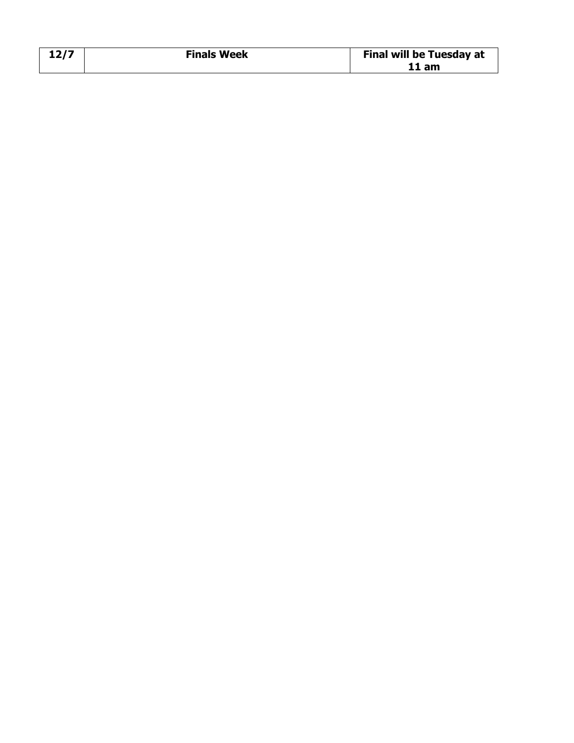| | | |
|---|---|---|
| **12/7** | **Finals Week** | **Final will be Tuesday at 11 am** |